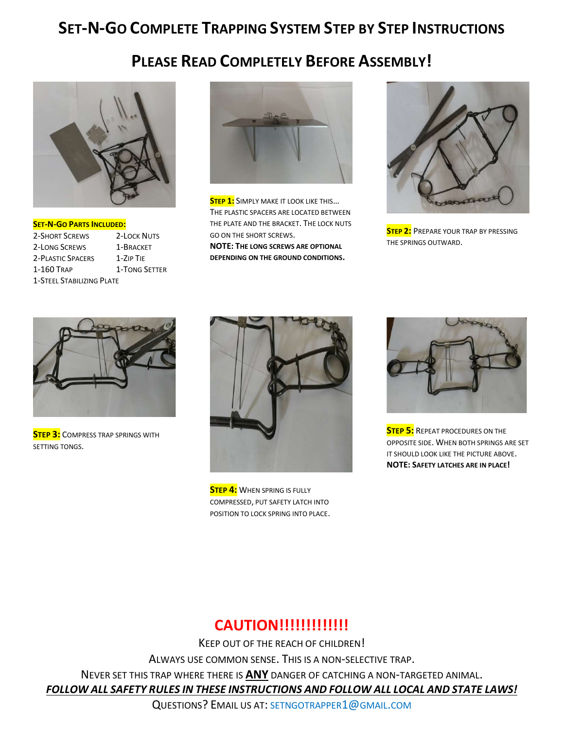# Set-N-Go Complete Trapping System Step by Step Instructions

## Please Read Completely Before Assembly!

**Set-N-Go Parts Included:**

| | |
|---|---|
| 2-Short Screws | 2-Lock Nuts |
| 2-Long Screws | 1-Bracket |
| 2-Plastic Spacers | 1-Zip Tie |
| 1-160 Trap | 1-Tong Setter |
| 1-Steel Stabilizing Plate | |

**Step 1:** Simply make it look like this... The plastic spacers are located between the plate and the bracket. The lock nuts go on the short screws.
**NOTE: The long screws are optional depending on the ground conditions.**

**Step 2:** Prepare your trap by pressing the springs outward.

**Step 3:** Compress trap springs with setting tongs.

**Step 4:** When spring is fully compressed, put safety latch into position to lock spring into place.

**Step 5:** Repeat procedures on the opposite side. When both springs are set it should look like the picture above.
**NOTE: Safety latches are in place!**

## CAUTION!!!!!!!!!!!!!

Keep out of the reach of children!

Always use common sense. This is a non-selective trap.

Never set this trap where there is **ANY** danger of catching a non-targeted animal.

***FOLLOW ALL SAFETY RULES IN THESE INSTRUCTIONS AND FOLLOW ALL LOCAL AND STATE LAWS!***

Questions? Email us at: setngotrapper1@gmail.com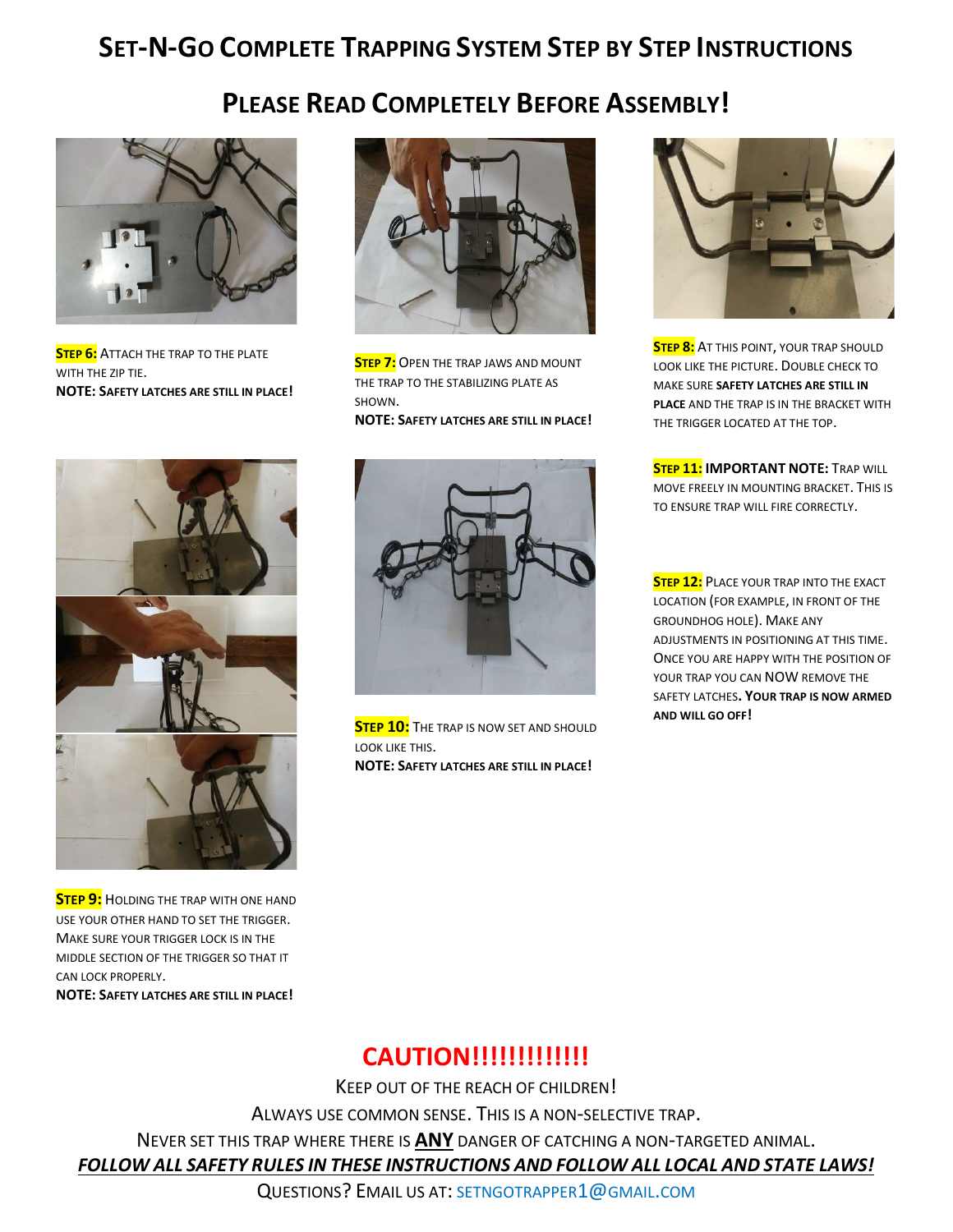# Set-N-Go Complete Trapping System Step by Step Instructions

## Please Read Completely Before Assembly!

**Step 6:** Attach the trap to the plate with the zip tie.
**NOTE: Safety latches are still in place!**

**Step 7:** Open the trap jaws and mount the trap to the stabilizing plate as shown.
**NOTE: Safety latches are still in place!**

**Step 8:** At this point, your trap should look like the picture. Double check to make sure **safety latches are still in place** and the trap is in the bracket with the trigger located at the top.

**Step 9:** Holding the trap with one hand use your other hand to set the trigger. Make sure your trigger lock is in the middle section of the trigger so that it can lock properly.
**NOTE: Safety latches are still in place!**

**Step 10:** The trap is now set and should look like this.
**NOTE: Safety latches are still in place!**

**Step 11: IMPORTANT NOTE:** Trap will move freely in mounting bracket. This is to ensure trap will fire correctly.

**Step 12:** Place your trap into the exact location (for example, in front of the groundhog hole). Make any adjustments in positioning at this time. Once you are happy with the position of your trap you can NOW remove the safety latches. **Your trap is now armed and will go off!**

## CAUTION!!!!!!!!!!!!!

Keep out of the reach of children!

Always use common sense. This is a non-selective trap.

Never set this trap where there is **ANY** danger of catching a non-targeted animal.

***FOLLOW ALL SAFETY RULES IN THESE INSTRUCTIONS AND FOLLOW ALL LOCAL AND STATE LAWS!***

Questions? Email us at: setngotrapper1@gmail.com